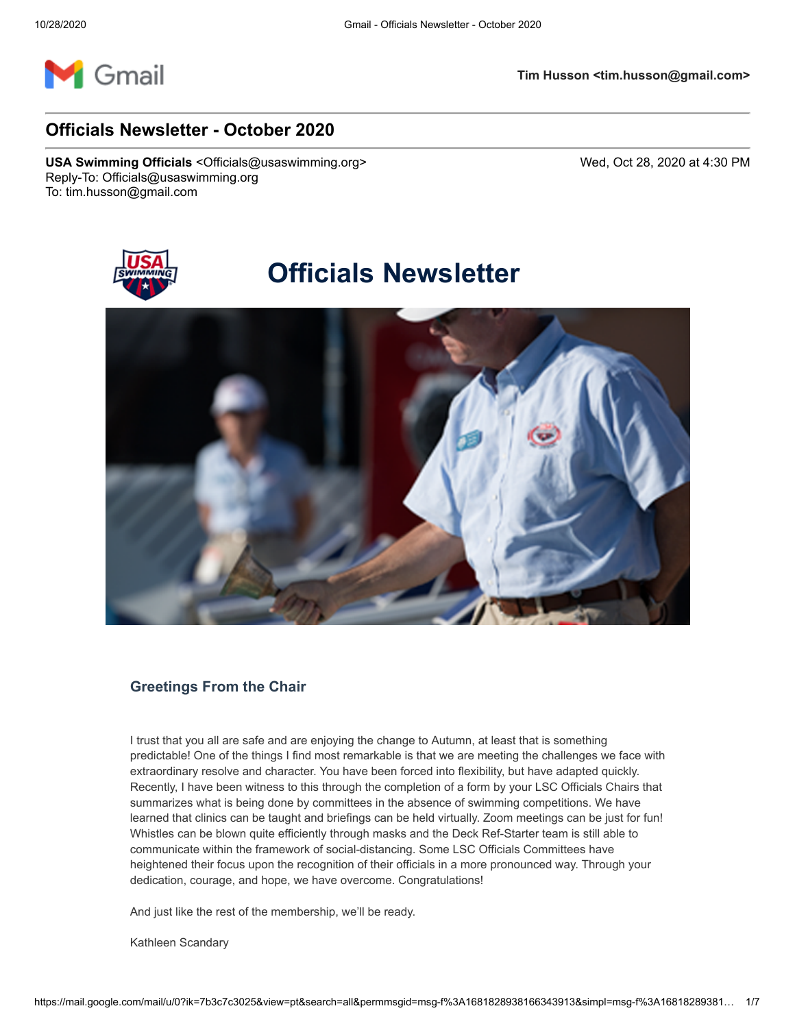Gmail

**Tim Husson <tim.husson@gmail.com>**

# Officials Newsletter - October 2020

**USA Swimming Officials** <Officials@usaswimming.org>
Reply-To: Officials@usaswimming.org
To: tim.husson@gmail.com

Wed, Oct 28, 2020 at 4:30 PM

# Officials Newsletter

## Greetings From the Chair

I trust that you all are safe and are enjoying the change to Autumn, at least that is something predictable! One of the things I find most remarkable is that we are meeting the challenges we face with extraordinary resolve and character. You have been forced into flexibility, but have adapted quickly. Recently, I have been witness to this through the completion of a form by your LSC Officials Chairs that summarizes what is being done by committees in the absence of swimming competitions. We have learned that clinics can be taught and briefings can be held virtually. Zoom meetings can be just for fun! Whistles can be blown quite efficiently through masks and the Deck Ref-Starter team is still able to communicate within the framework of social-distancing. Some LSC Officials Committees have heightened their focus upon the recognition of their officials in a more pronounced way. Through your dedication, courage, and hope, we have overcome. Congratulations!

And just like the rest of the membership, we'll be ready.

Kathleen Scandary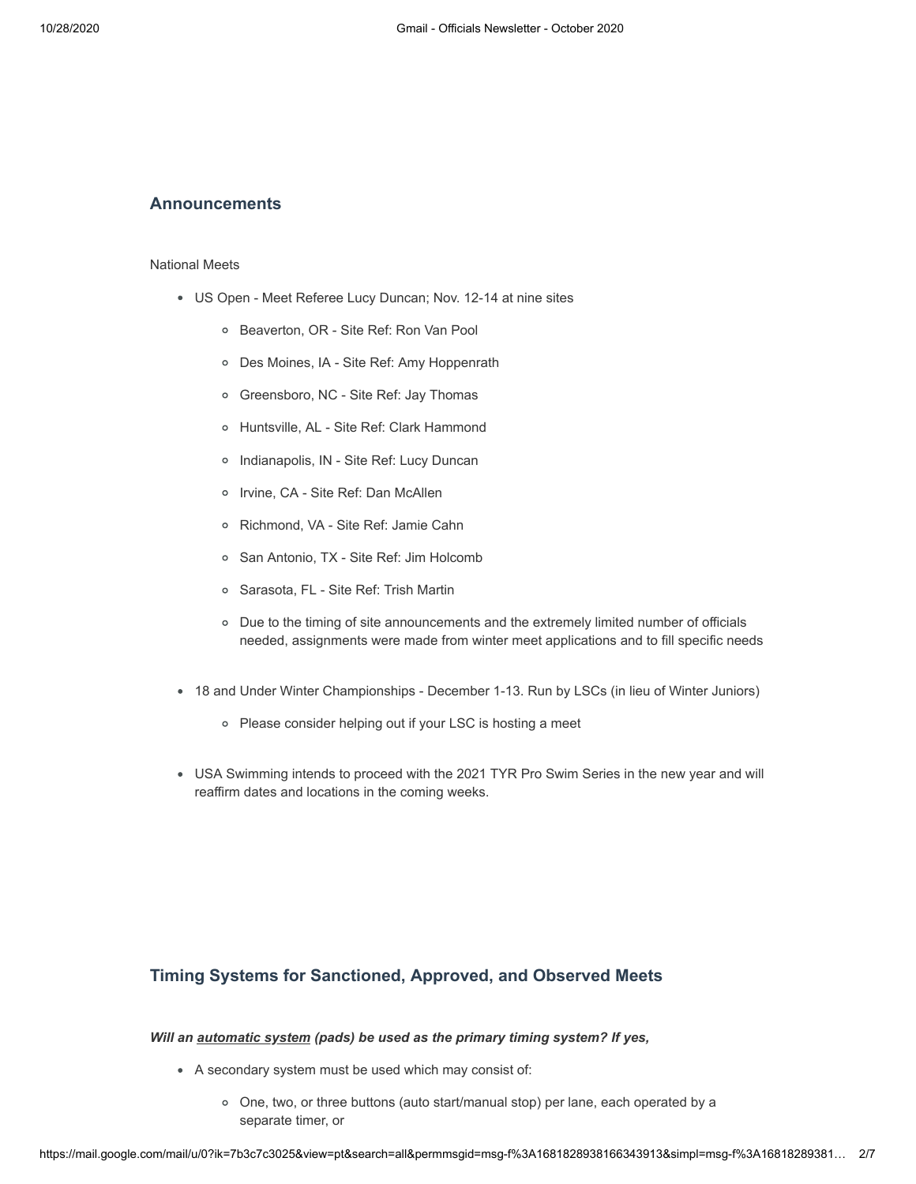## Announcements

National Meets

- US Open - Meet Referee Lucy Duncan; Nov. 12-14 at nine sites
  - Beaverton, OR - Site Ref: Ron Van Pool
  - Des Moines, IA - Site Ref: Amy Hoppenrath
  - Greensboro, NC - Site Ref: Jay Thomas
  - Huntsville, AL - Site Ref: Clark Hammond
  - Indianapolis, IN - Site Ref: Lucy Duncan
  - Irvine, CA - Site Ref: Dan McAllen
  - Richmond, VA - Site Ref: Jamie Cahn
  - San Antonio, TX - Site Ref: Jim Holcomb
  - Sarasota, FL - Site Ref: Trish Martin
  - Due to the timing of site announcements and the extremely limited number of officials needed, assignments were made from winter meet applications and to fill specific needs
- 18 and Under Winter Championships - December 1-13. Run by LSCs (in lieu of Winter Juniors)
  - Please consider helping out if your LSC is hosting a meet
- USA Swimming intends to proceed with the 2021 TYR Pro Swim Series in the new year and will reaffirm dates and locations in the coming weeks.

## Timing Systems for Sanctioned, Approved, and Observed Meets

***Will an <u>automatic system</u> (pads) be used as the primary timing system? If yes,***

- A secondary system must be used which may consist of:
  - One, two, or three buttons (auto start/manual stop) per lane, each operated by a separate timer, or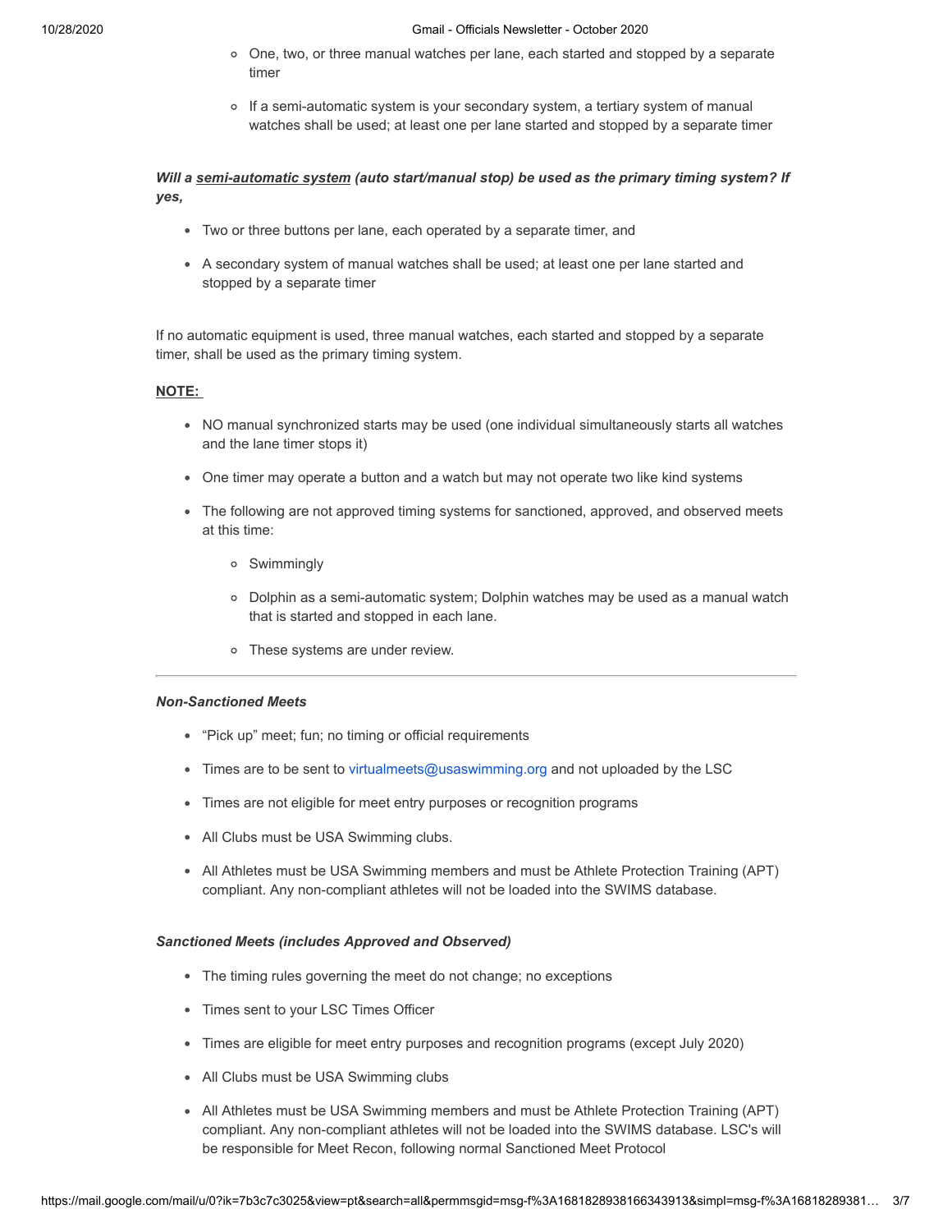- One, two, or three manual watches per lane, each started and stopped by a separate timer
- If a semi-automatic system is your secondary system, a tertiary system of manual watches shall be used; at least one per lane started and stopped by a separate timer

***Will a semi-automatic system (auto start/manual stop) be used as the primary timing system? If yes,***

- Two or three buttons per lane, each operated by a separate timer, and
- A secondary system of manual watches shall be used; at least one per lane started and stopped by a separate timer

If no automatic equipment is used, three manual watches, each started and stopped by a separate timer, shall be used as the primary timing system.

**NOTE:**

- NO manual synchronized starts may be used (one individual simultaneously starts all watches and the lane timer stops it)
- One timer may operate a button and a watch but may not operate two like kind systems
- The following are not approved timing systems for sanctioned, approved, and observed meets at this time:
    - Swimmingly
    - Dolphin as a semi-automatic system; Dolphin watches may be used as a manual watch that is started and stopped in each lane.
    - These systems are under review.

---

***Non-Sanctioned Meets***

- "Pick up" meet; fun; no timing or official requirements
- Times are to be sent to virtualmeets@usaswimming.org and not uploaded by the LSC
- Times are not eligible for meet entry purposes or recognition programs
- All Clubs must be USA Swimming clubs.
- All Athletes must be USA Swimming members and must be Athlete Protection Training (APT) compliant. Any non-compliant athletes will not be loaded into the SWIMS database.

***Sanctioned Meets (includes Approved and Observed)***

- The timing rules governing the meet do not change; no exceptions
- Times sent to your LSC Times Officer
- Times are eligible for meet entry purposes and recognition programs (except July 2020)
- All Clubs must be USA Swimming clubs
- All Athletes must be USA Swimming members and must be Athlete Protection Training (APT) compliant. Any non-compliant athletes will not be loaded into the SWIMS database. LSC's will be responsible for Meet Recon, following normal Sanctioned Meet Protocol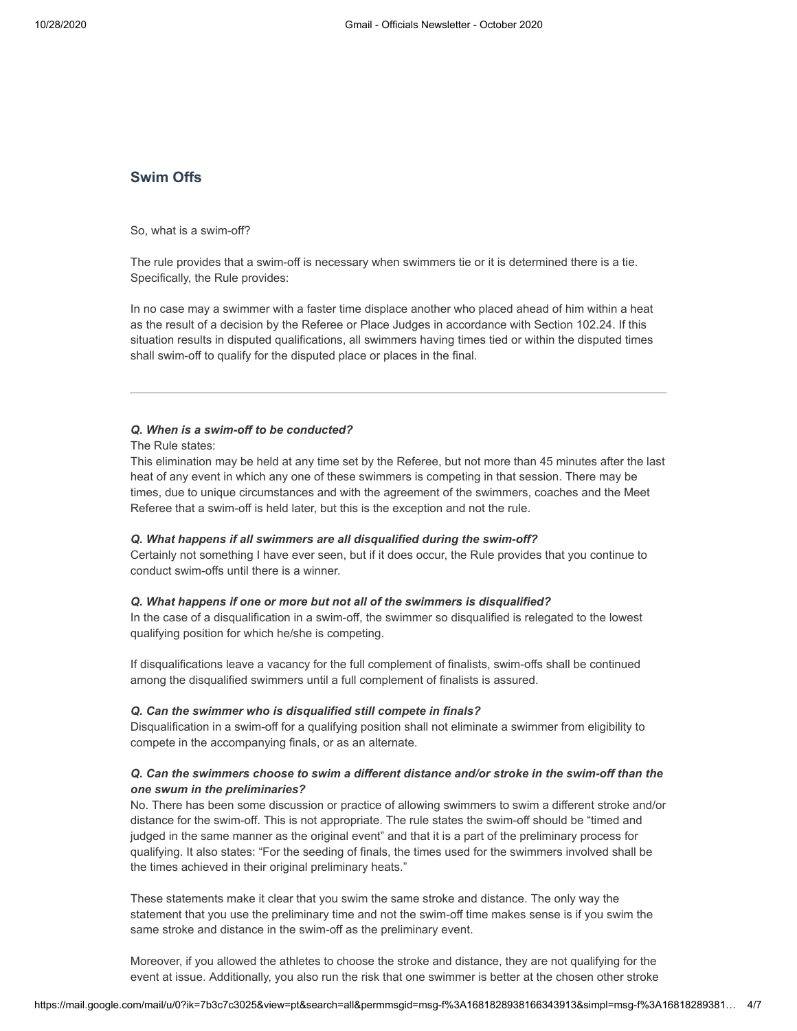## Swim Offs

So, what is a swim-off?

The rule provides that a swim-off is necessary when swimmers tie or it is determined there is a tie. Specifically, the Rule provides:

In no case may a swimmer with a faster time displace another who placed ahead of him within a heat as the result of a decision by the Referee or Place Judges in accordance with Section 102.24. If this situation results in disputed qualifications, all swimmers having times tied or within the disputed times shall swim-off to qualify for the disputed place or places in the final.

---

***Q. When is a swim-off to be conducted?***

The Rule states:

This elimination may be held at any time set by the Referee, but not more than 45 minutes after the last heat of any event in which any one of these swimmers is competing in that session. There may be times, due to unique circumstances and with the agreement of the swimmers, coaches and the Meet Referee that a swim-off is held later, but this is the exception and not the rule.

***Q. What happens if all swimmers are all disqualified during the swim-off?***

Certainly not something I have ever seen, but if it does occur, the Rule provides that you continue to conduct swim-offs until there is a winner.

***Q. What happens if one or more but not all of the swimmers is disqualified?***

In the case of a disqualification in a swim-off, the swimmer so disqualified is relegated to the lowest qualifying position for which he/she is competing.

If disqualifications leave a vacancy for the full complement of finalists, swim-offs shall be continued among the disqualified swimmers until a full complement of finalists is assured.

***Q. Can the swimmer who is disqualified still compete in finals?***

Disqualification in a swim-off for a qualifying position shall not eliminate a swimmer from eligibility to compete in the accompanying finals, or as an alternate.

***Q. Can the swimmers choose to swim a different distance and/or stroke in the swim-off than the one swum in the preliminaries?***

No. There has been some discussion or practice of allowing swimmers to swim a different stroke and/or distance for the swim-off. This is not appropriate. The rule states the swim-off should be "timed and judged in the same manner as the original event" and that it is a part of the preliminary process for qualifying. It also states: "For the seeding of finals, the times used for the swimmers involved shall be the times achieved in their original preliminary heats."

These statements make it clear that you swim the same stroke and distance. The only way the statement that you use the preliminary time and not the swim-off time makes sense is if you swim the same stroke and distance in the swim-off as the preliminary event.

Moreover, if you allowed the athletes to choose the stroke and distance, they are not qualifying for the event at issue. Additionally, you also run the risk that one swimmer is better at the chosen other stroke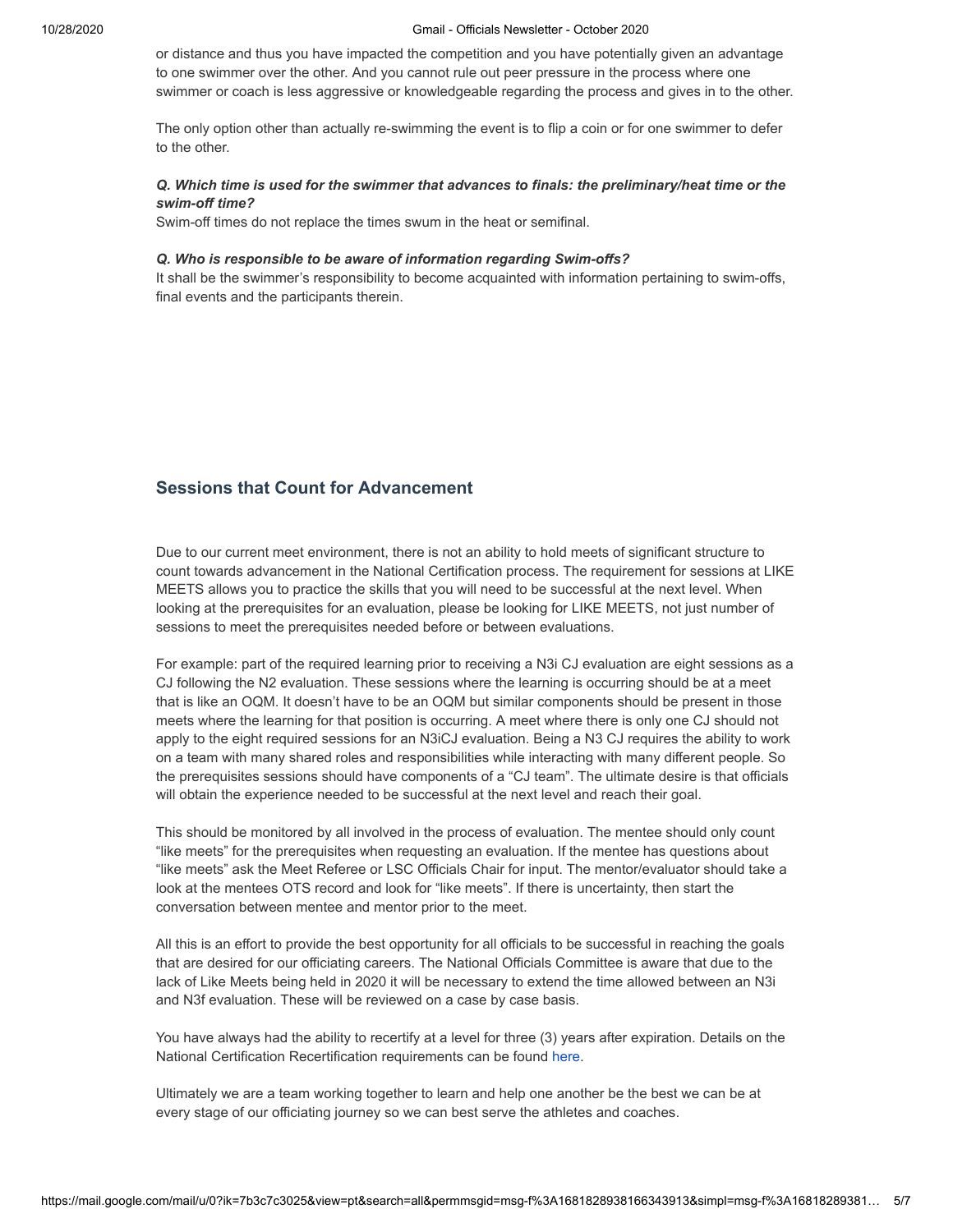or distance and thus you have impacted the competition and you have potentially given an advantage to one swimmer over the other. And you cannot rule out peer pressure in the process where one swimmer or coach is less aggressive or knowledgeable regarding the process and gives in to the other.

The only option other than actually re-swimming the event is to flip a coin or for one swimmer to defer to the other.

***Q. Which time is used for the swimmer that advances to finals: the preliminary/heat time or the swim-off time?***
Swim-off times do not replace the times swum in the heat or semifinal.

***Q. Who is responsible to be aware of information regarding Swim-offs?***
It shall be the swimmer's responsibility to become acquainted with information pertaining to swim-offs, final events and the participants therein.

## Sessions that Count for Advancement

Due to our current meet environment, there is not an ability to hold meets of significant structure to count towards advancement in the National Certification process. The requirement for sessions at LIKE MEETS allows you to practice the skills that you will need to be successful at the next level. When looking at the prerequisites for an evaluation, please be looking for LIKE MEETS, not just number of sessions to meet the prerequisites needed before or between evaluations.

For example: part of the required learning prior to receiving a N3i CJ evaluation are eight sessions as a CJ following the N2 evaluation. These sessions where the learning is occurring should be at a meet that is like an OQM. It doesn't have to be an OQM but similar components should be present in those meets where the learning for that position is occurring. A meet where there is only one CJ should not apply to the eight required sessions for an N3iCJ evaluation. Being a N3 CJ requires the ability to work on a team with many shared roles and responsibilities while interacting with many different people. So the prerequisites sessions should have components of a "CJ team". The ultimate desire is that officials will obtain the experience needed to be successful at the next level and reach their goal.

This should be monitored by all involved in the process of evaluation. The mentee should only count "like meets" for the prerequisites when requesting an evaluation. If the mentee has questions about "like meets" ask the Meet Referee or LSC Officials Chair for input. The mentor/evaluator should take a look at the mentees OTS record and look for "like meets". If there is uncertainty, then start the conversation between mentee and mentor prior to the meet.

All this is an effort to provide the best opportunity for all officials to be successful in reaching the goals that are desired for our officiating careers. The National Officials Committee is aware that due to the lack of Like Meets being held in 2020 it will be necessary to extend the time allowed between an N3i and N3f evaluation. These will be reviewed on a case by case basis.

You have always had the ability to recertify at a level for three (3) years after expiration. Details on the National Certification Recertification requirements can be found here.

Ultimately we are a team working together to learn and help one another be the best we can be at every stage of our officiating journey so we can best serve the athletes and coaches.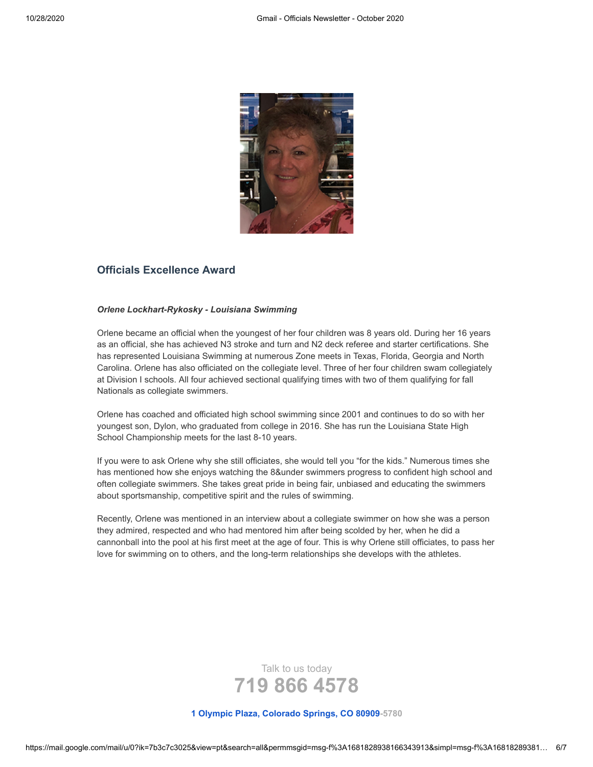## Officials Excellence Award

***Orlene Lockhart-Rykosky - Louisiana Swimming***

Orlene became an official when the youngest of her four children was 8 years old. During her 16 years as an official, she has achieved N3 stroke and turn and N2 deck referee and starter certifications. She has represented Louisiana Swimming at numerous Zone meets in Texas, Florida, Georgia and North Carolina. Orlene has also officiated on the collegiate level. Three of her four children swam collegiately at Division I schools. All four achieved sectional qualifying times with two of them qualifying for fall Nationals as collegiate swimmers.

Orlene has coached and officiated high school swimming since 2001 and continues to do so with her youngest son, Dylon, who graduated from college in 2016. She has run the Louisiana State High School Championship meets for the last 8-10 years.

If you were to ask Orlene why she still officiates, she would tell you "for the kids." Numerous times she has mentioned how she enjoys watching the 8&under swimmers progress to confident high school and often collegiate swimmers. She takes great pride in being fair, unbiased and educating the swimmers about sportsmanship, competitive spirit and the rules of swimming.

Recently, Orlene was mentioned in an interview about a collegiate swimmer on how she was a person they admired, respected and who had mentored him after being scolded by her, when he did a cannonball into the pool at his first meet at the age of four. This is why Orlene still officiates, to pass her love for swimming on to others, and the long-term relationships she develops with the athletes.

Talk to us today

**719 866 4578**

**1 Olympic Plaza, Colorado Springs, CO 80909-5780**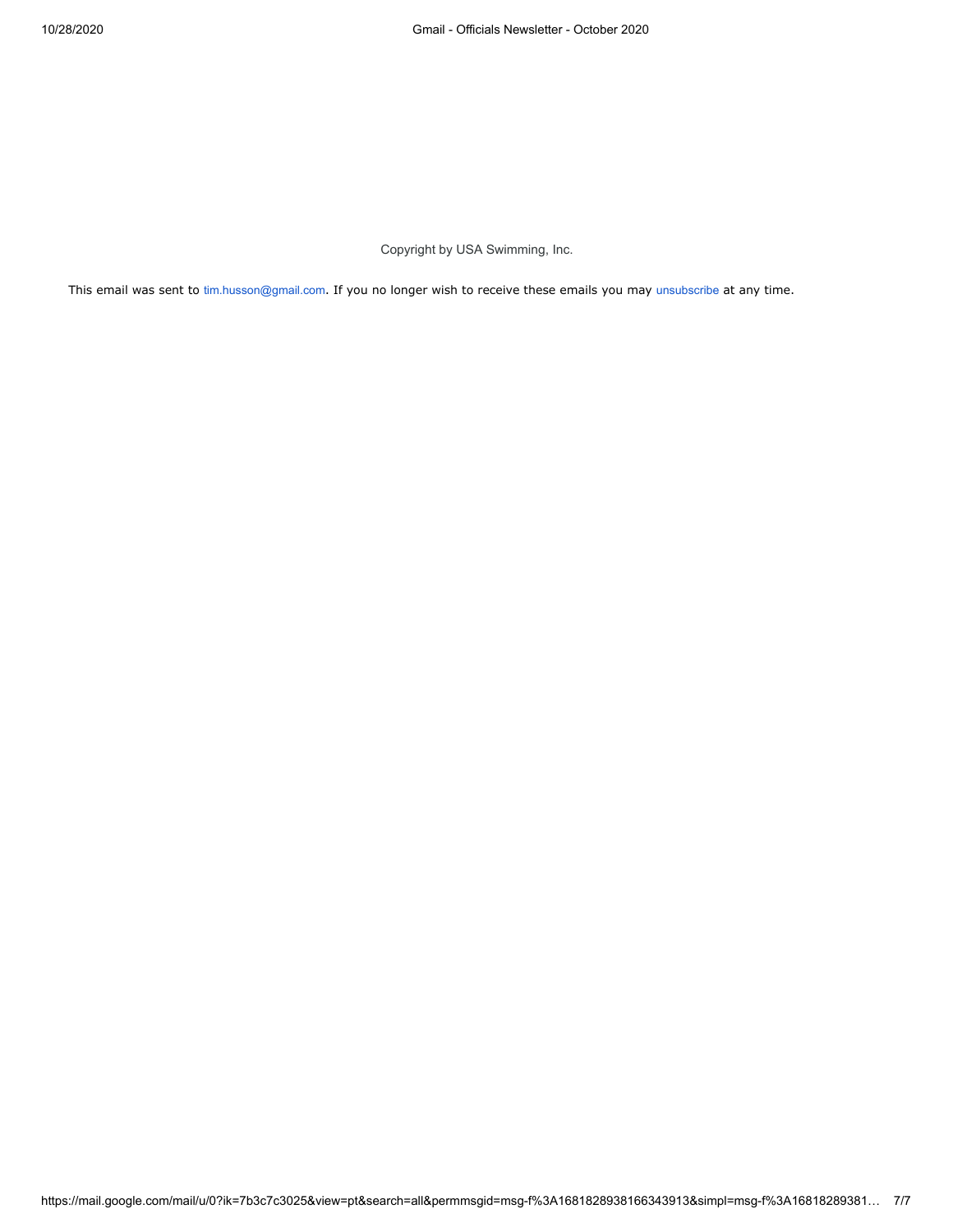Copyright by USA Swimming, Inc.

This email was sent to tim.husson@gmail.com. If you no longer wish to receive these emails you may unsubscribe at any time.